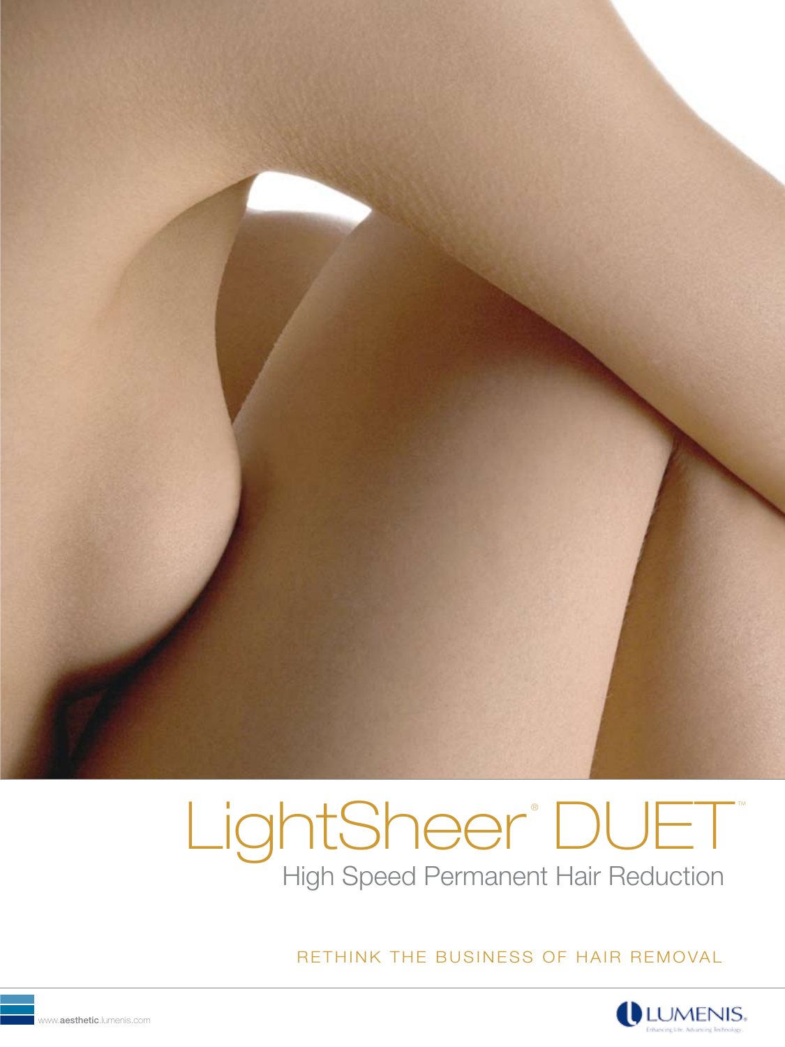# LightSheer® DUET™

## High Speed Permanent Hair Reduction

RETHINK THE BUSINESS OF HAIR REMOVAL

www.aesthetic.lumenis.com

LUMENIS®

Enhancing Life. Advancing Technology.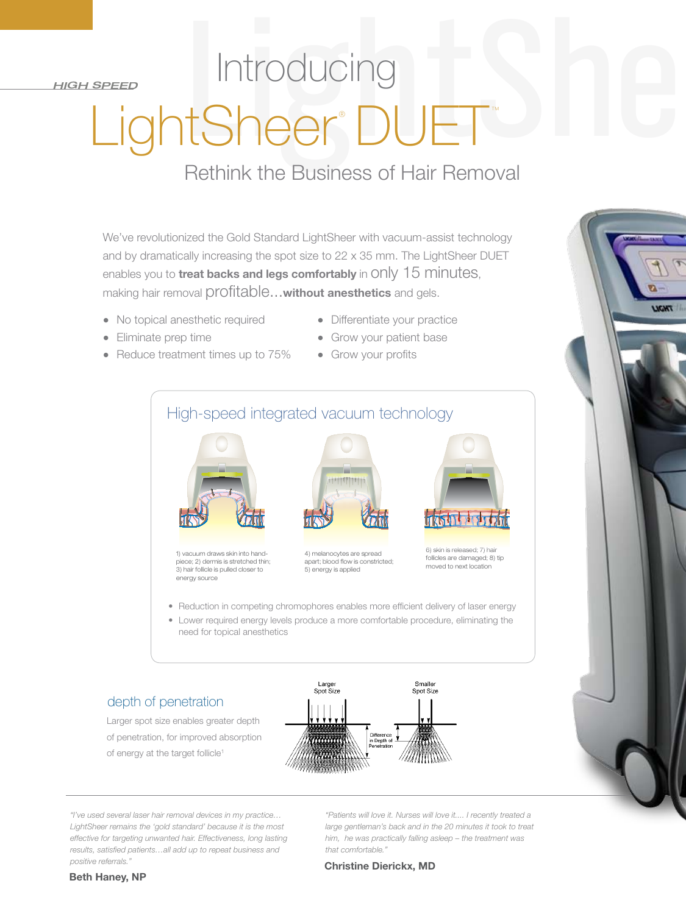*HIGH SPEED*

# Introducing LightSheer® DUET™

## Rethink the Business of Hair Removal

We've revolutionized the Gold Standard LightSheer with vacuum-assist technology and by dramatically increasing the spot size to 22 x 35 mm. The LightSheer DUET enables you to **treat backs and legs comfortably** in only 15 minutes, making hair removal profitable…**without anesthetics** and gels.

- No topical anesthetic required
- Eliminate prep time
- Reduce treatment times up to 75%
- Differentiate your practice
- Grow your patient base
- Grow your profits

### High-speed integrated vacuum technology

1) vacuum draws skin into hand-piece; 2) dermis is stretched thin; 3) hair follicle is pulled closer to energy source

4) melanocytes are spread apart; blood flow is constricted; 5) energy is applied

6) skin is released; 7) hair follicles are damaged; 8) tip moved to next location

- Reduction in competing chromophores enables more efficient delivery of laser energy
- Lower required energy levels produce a more comfortable procedure, eliminating the need for topical anesthetics

### depth of penetration

Larger spot size enables greater depth of penetration, for improved absorption of energy at the target follicle[1]

Larger Spot Size

Smaller Spot Size

Difference in Depth of Penetration

*"I've used several laser hair removal devices in my practice… LightSheer remains the 'gold standard' because it is the most effective for targeting unwanted hair. Effectiveness, long lasting results, satisfied patients…all add up to repeat business and positive referrals."*

**Beth Haney, NP**

*"Patients will love it. Nurses will love it…. I recently treated a large gentleman's back and in the 20 minutes it took to treat him, he was practically falling asleep – the treatment was that comfortable."*

**Christine Dierickx, MD**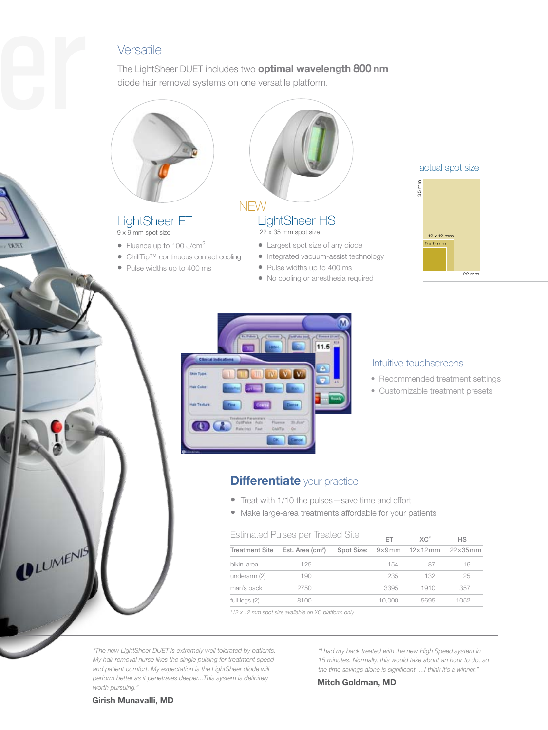## Versatile

The LightSheer DUET includes two **optimal wavelength 800 nm** diode hair removal systems on one versatile platform.

### LightSheer ET

9 x 9 mm spot size

- Fluence up to 100 J/cm[2]
- ChillTip™ continuous contact cooling
- Pulse widths up to 400 ms

### NEW LightSheer HS

22 x 35 mm spot size

- Largest spot size of any diode
- Integrated vacuum-assist technology
- Pulse widths up to 400 ms
- No cooling or anesthesia required

actual spot size

35 mm

12 x 12 mm

9 x 9 mm

22 mm

## Intuitive touchscreens

- Recommended treatment settings
- Customizable treatment presets

## **Differentiate** your practice

- Treat with 1/10 the pulses—save time and effort
- Make large-area treatments affordable for your patients

Estimated Pulses per Treated Site

| Treatment Site | Est. Area (cm²) | Spot Size: | ET 9x9mm | XC* 12x12mm | HS 22x35mm |
|---|---|---|---|---|---|
| bikini area | 125 | | 154 | 87 | 16 |
| underarm (2) | 190 | | 235 | 132 | 25 |
| man's back | 2750 | | 3395 | 1910 | 357 |
| full legs (2) | 8100 | | 10,000 | 5695 | 1052 |

*12 x 12 mm spot size available on XC platform only

*"The new LightSheer DUET is extremely well tolerated by patients. My hair removal nurse likes the single pulsing for treatment speed and patient comfort. My expectation is the LightSheer diode will perform better as it penetrates deeper...This system is definitely worth pursuing."*

**Girish Munavalli, MD**

*"I had my back treated with the new High Speed system in 15 minutes. Normally, this would take about an hour to do, so the time savings alone is significant. ...I think it's a winner."*

**Mitch Goldman, MD**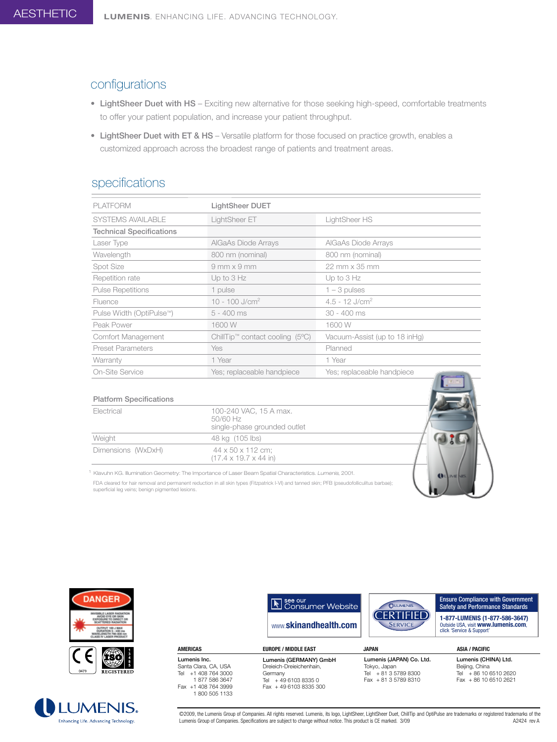## configurations

- **LightSheer Duet with HS** – Exciting new alternative for those seeking high-speed, comfortable treatments to offer your patient population, and increase your patient throughput.
- **LightSheer Duet with ET & HS** – Versatile platform for those focused on practice growth, enables a customized approach across the broadest range of patients and treatment areas.

## specifications

| PLATFORM | **LightSheer DUET** | |
|---|---|---|
| SYSTEMS AVAILABLE | LightSheer ET | LightSheer HS |
| **Technical Specifications** | | |
| Laser Type | AlGaAs Diode Arrays | AlGaAs Diode Arrays |
| Wavelength | 800 nm (nominal) | 800 nm (nominal) |
| Spot Size | 9 mm x 9 mm | 22 mm x 35 mm |
| Repetition rate | Up to 3 Hz | Up to 3 Hz |
| Pulse Repetitions | 1 pulse | 1 – 3 pulses |
| Fluence | 10 - 100 J/cm$^2$ | 4.5 - 12 J/cm$^2$ |
| Pulse Width (OptiPulse™) | 5 - 400 ms | 30 - 400 ms |
| Peak Power | 1600 W | 1600 W |
| Comfort Management | ChillTip™ contact cooling (5ºC) | Vacuum-Assist (up to 18 inHg) |
| Preset Parameters | Yes | Planned |
| Warranty | 1 Year | 1 Year |
| On-Site Service | Yes; replaceable handpiece | Yes; replaceable handpiece |

| **Platform Specifications** | |
|---|---|
| Electrical | 100-240 VAC, 15 A max.<br>50/60 Hz<br>single-phase grounded outlet |
| Weight | 48 kg (105 lbs) |
| Dimensions (WxDxH) | 44 x 50 x 112 cm;<br>(17.4 x 19.7 x 44 in) |

[1] Klavuhn KG. Illumination Geometry: The Importance of Laser Beam Spatial Characteristics. *Lumenis*, 2001.

FDA cleared for hair removal and permanent reduction in all skin types (Fitzpatrick I-VI) and tanned skin; PFB (pseudofolliculitus barbae); superficial leg veins; benign pigmented lesions.

DANGER
INVISIBLE LASER RADIATION
AVOID EYE OR SKIN EXPOSURE TO DIRECT OR SCATTERED RADIATION
OUTPUT 100 J MAX
DURATION 5 - 400 ms
WAVELENGTH 790-830 nm
CLASS IV LASER PRODUCT

CE 0473

ISO 13485 REGISTERED

see our Consumer Website
www.skinandhealth.com

LUMENIS CERTIFIED SERVICE

Ensure Compliance with Government Safety and Performance Standards
**1-877-LUMENIS (1-877-586-3647)**
Outside USA, visit **www.lumenis.com**, click 'Service & Support'

**AMERICAS**
**Lumenis Inc.**
Santa Clara, CA, USA
Tel +1 408 764 3000
1 877 586 3647
Fax +1 408 764 3999
1 800 505 1133

**EUROPE / MIDDLE EAST**
**Lumenis (GERMANY) GmbH**
Dreieich-Dreieichenhain,
Germany
Tel + 49 6103 8335 0
Fax + 49 6103 8335 300

**JAPAN**
**Lumenis (JAPAN) Co. Ltd.**
Tokyo, Japan
Tel + 81 3 5789 8300
Fax + 81 3 5789 8310

**ASIA / PACIFIC**
**Lumenis (CHINA) Ltd.**
Beijing, China
Tel + 86 10 6510 2620
Fax + 86 10 6510 2621

LUMENIS. Enhancing Life. Advancing Technology.

©2009, the Lumenis Group of Companies. All rights reserved. Lumenis, its logo, LightSheer, LightSheer Duet, ChillTip and OptiPulse are trademarks or registered trademarks of the Lumenis Group of Companies. Specifications are subject to change without notice. This product is CE marked. 3/09

A2424 rev A